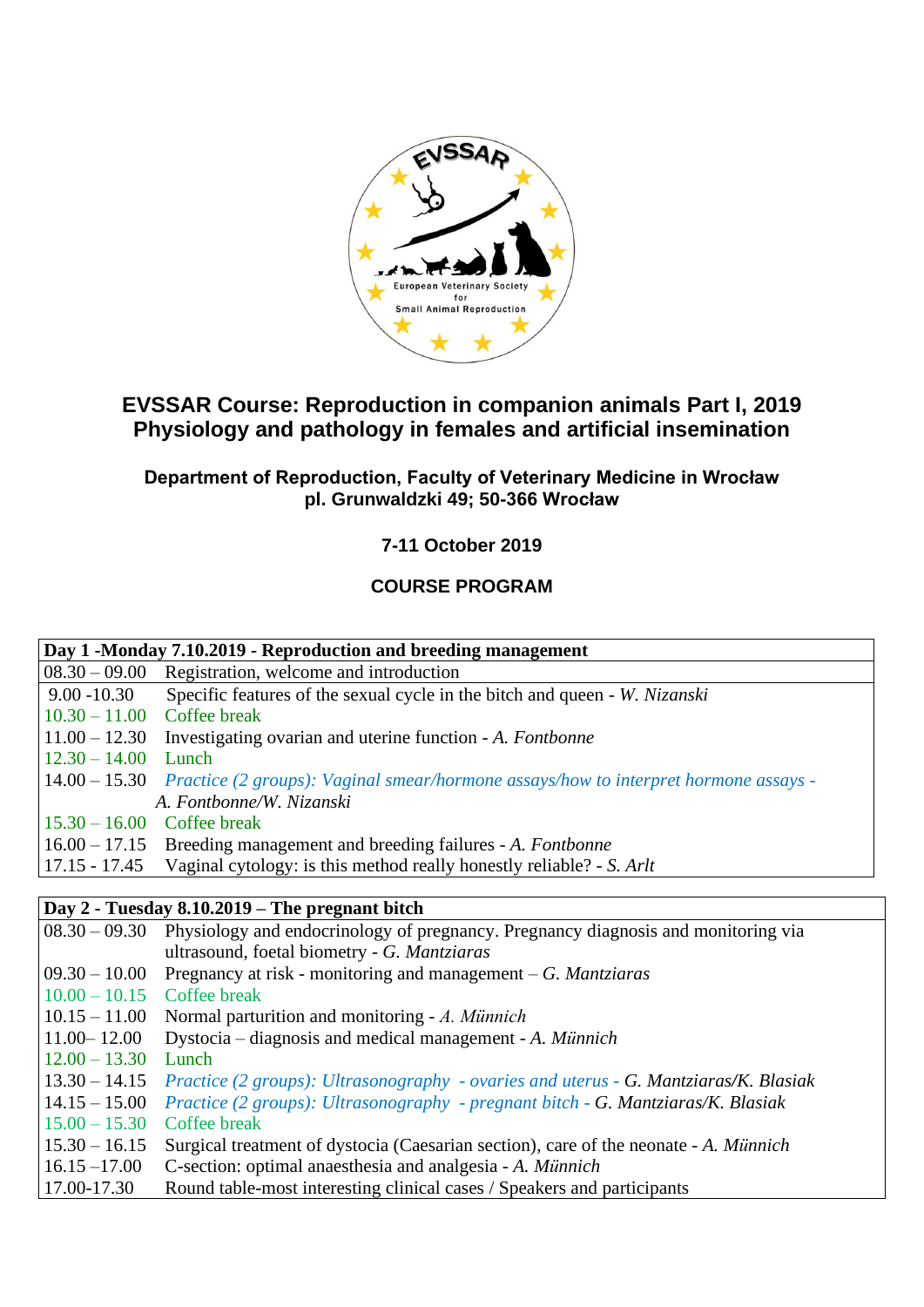# EVSSAR Course: Reproduction in companion animals Part I, 2019
## Physiology and pathology in females and artificial insemination

**Department of Reproduction, Faculty of Veterinary Medicine in Wrocław**
**pl. Grunwaldzki 49; 50-366 Wrocław**

**7-11 October 2019**

**COURSE PROGRAM**

| **Day 1 -Monday 7.10.2019 - Reproduction and breeding management** | |
|---|---|
| 08.30 – 09.00 | Registration, welcome and introduction |
| 9.00 -10.30 | Specific features of the sexual cycle in the bitch and queen - *W. Nizanski* |
| 10.30 – 11.00 | Coffee break |
| 11.00 – 12.30 | Investigating ovarian and uterine function - *A. Fontbonne* |
| 12.30 – 14.00 | Lunch |
| 14.00 – 15.30 | *Practice (2 groups): Vaginal smear/hormone assays/how to interpret hormone assays - A. Fontbonne/W. Nizanski* |
| 15.30 – 16.00 | Coffee break |
| 16.00 – 17.15 | Breeding management and breeding failures - *A. Fontbonne* |
| 17.15 - 17.45 | Vaginal cytology: is this method really honestly reliable? - *S. Arlt* |

| **Day 2 - Tuesday 8.10.2019 – The pregnant bitch** | |
|---|---|
| 08.30 – 09.30 | Physiology and endocrinology of pregnancy. Pregnancy diagnosis and monitoring via ultrasound, foetal biometry - *G. Mantziaras* |
| 09.30 – 10.00 | Pregnancy at risk - monitoring and management – *G. Mantziaras* |
| 10.00 – 10.15 | Coffee break |
| 10.15 – 11.00 | Normal parturition and monitoring - *A. Münnich* |
| 11.00– 12.00 | Dystocia – diagnosis and medical management - *A. Münnich* |
| 12.00 – 13.30 | Lunch |
| 13.30 – 14.15 | *Practice (2 groups): Ultrasonography - ovaries and uterus - G. Mantziaras/K. Blasiak* |
| 14.15 – 15.00 | *Practice (2 groups): Ultrasonography - pregnant bitch - G. Mantziaras/K. Blasiak* |
| 15.00 – 15.30 | Coffee break |
| 15.30 – 16.15 | Surgical treatment of dystocia (Caesarian section), care of the neonate - *A. Münnich* |
| 16.15 –17.00 | C-section: optimal anaesthesia and analgesia - *A. Münnich* |
| 17.00-17.30 | Round table-most interesting clinical cases / Speakers and participants |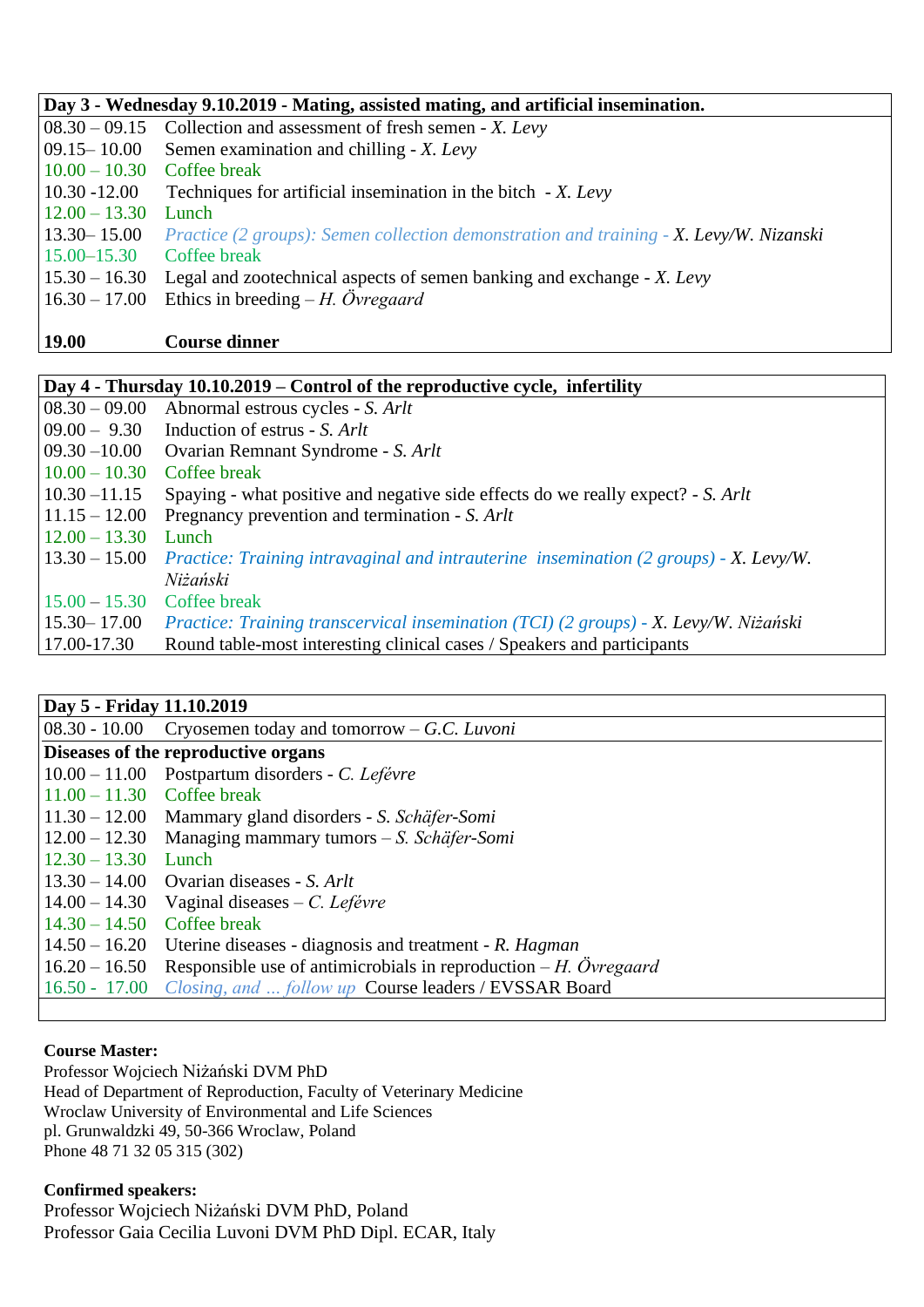| **Day 3 - Wednesday 9.10.2019 - Mating, assisted mating, and artificial insemination.** | |
|---|---|
| 08.30 – 09.15 | Collection and assessment of fresh semen - *X. Levy* |
| 09.15– 10.00 | Semen examination and chilling - *X. Levy* |
| 10.00 – 10.30 | Coffee break |
| 10.30 -12.00 | Techniques for artificial insemination in the bitch - *X. Levy* |
| 12.00 – 13.30 | Lunch |
| 13.30– 15.00 | *Practice (2 groups): Semen collection demonstration and training - X. Levy/W. Nizanski* |
| 15.00–15.30 | Coffee break |
| 15.30 – 16.30 | Legal and zootechnical aspects of semen banking and exchange - *X. Levy* |
| 16.30 – 17.00 | Ethics in breeding – *H. Övregaard* |
| | |
| **19.00** | **Course dinner** |

| **Day 4 - Thursday 10.10.2019 – Control of the reproductive cycle, infertility** | |
|---|---|
| 08.30 – 09.00 | Abnormal estrous cycles - *S. Arlt* |
| 09.00 – 9.30 | Induction of estrus - *S. Arlt* |
| 09.30 –10.00 | Ovarian Remnant Syndrome - *S. Arlt* |
| 10.00 – 10.30 | Coffee break |
| 10.30 –11.15 | Spaying - what positive and negative side effects do we really expect? - *S. Arlt* |
| 11.15 – 12.00 | Pregnancy prevention and termination - *S. Arlt* |
| 12.00 – 13.30 | Lunch |
| 13.30 – 15.00 | *Practice: Training intravaginal and intrauterine insemination (2 groups) - X. Levy/W. Niżański* |
| 15.00 – 15.30 | Coffee break |
| 15.30– 17.00 | *Practice: Training transcervical insemination (TCI) (2 groups) - X. Levy/W. Niżański* |
| 17.00-17.30 | Round table-most interesting clinical cases / Speakers and participants |

| **Day 5 - Friday 11.10.2019** | |
|---|---|
| 08.30 - 10.00 | Cryosemen today and tomorrow – *G.C. Luvoni* |
| **Diseases of the reproductive organs** | |
| 10.00 – 11.00 | Postpartum disorders - *C. Lefévre* |
| 11.00 – 11.30 | Coffee break |
| 11.30 – 12.00 | Mammary gland disorders - *S. Schäfer-Somi* |
| 12.00 – 12.30 | Managing mammary tumors – *S. Schäfer-Somi* |
| 12.30 – 13.30 | Lunch |
| 13.30 – 14.00 | Ovarian diseases - *S. Arlt* |
| 14.00 – 14.30 | Vaginal diseases – *C. Lefévre* |
| 14.30 – 14.50 | Coffee break |
| 14.50 – 16.20 | Uterine diseases - diagnosis and treatment - *R. Hagman* |
| 16.20 – 16.50 | Responsible use of antimicrobials in reproduction – *H. Övregaard* |
| 16.50 - 17.00 | *Closing, and ... follow up* Course leaders / EVSSAR Board |

**Course Master:**
Professor Wojciech Niżański DVM PhD
Head of Department of Reproduction, Faculty of Veterinary Medicine
Wroclaw University of Environmental and Life Sciences
pl. Grunwaldzki 49, 50-366 Wroclaw, Poland
Phone 48 71 32 05 315 (302)

**Confirmed speakers:**
Professor Wojciech Niżański DVM PhD, Poland
Professor Gaia Cecilia Luvoni DVM PhD Dipl. ECAR, Italy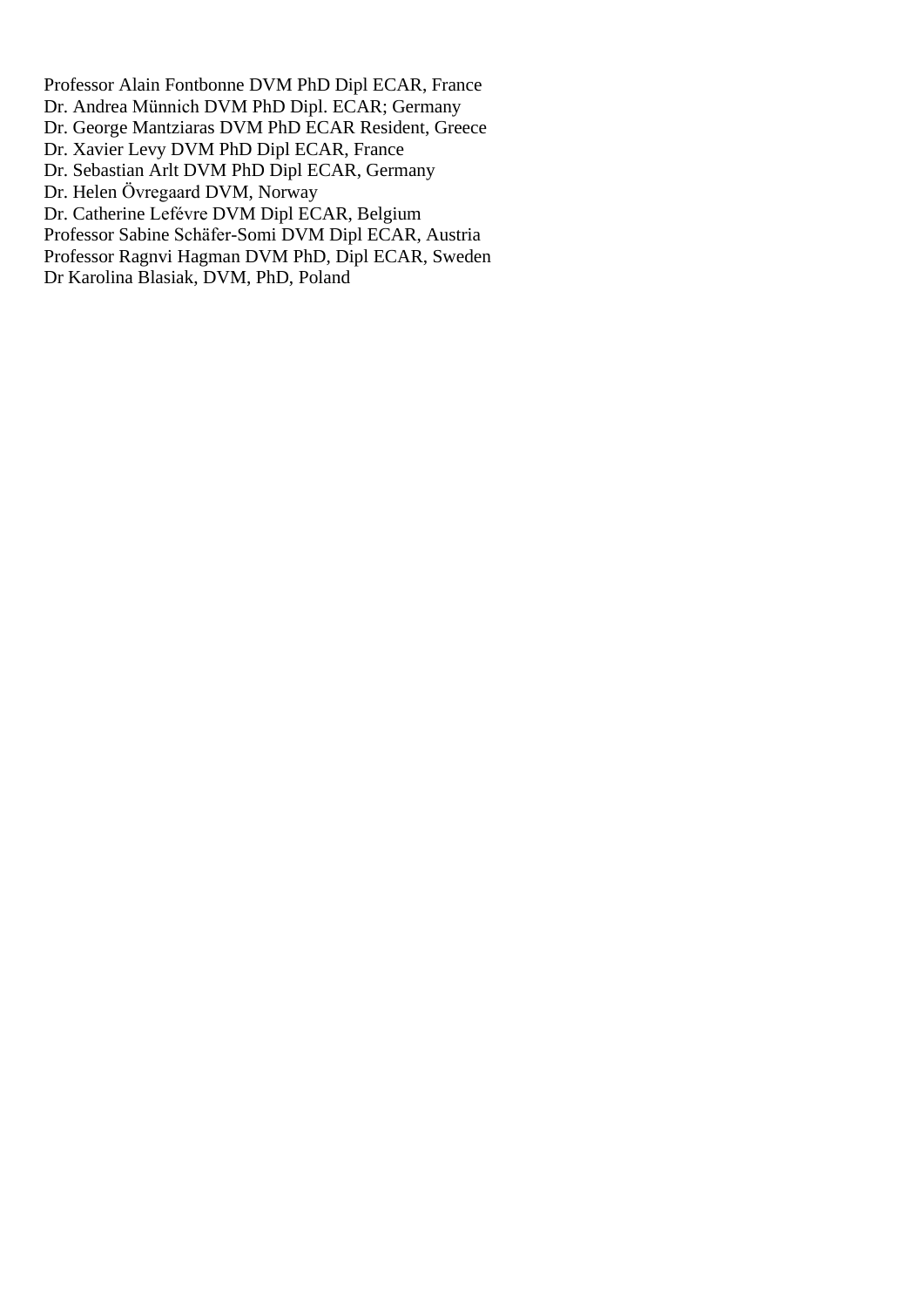Professor Alain Fontbonne DVM PhD Dipl ECAR, France
Dr. Andrea Münnich DVM PhD Dipl. ECAR; Germany
Dr. George Mantziaras DVM PhD ECAR Resident, Greece
Dr. Xavier Levy DVM PhD Dipl ECAR, France
Dr. Sebastian Arlt DVM PhD Dipl ECAR, Germany
Dr. Helen Övregaard DVM, Norway
Dr. Catherine Lefévre DVM Dipl ECAR, Belgium
Professor Sabine Schäfer-Somi DVM Dipl ECAR, Austria
Professor Ragnvi Hagman DVM PhD, Dipl ECAR, Sweden
Dr Karolina Blasiak, DVM, PhD, Poland